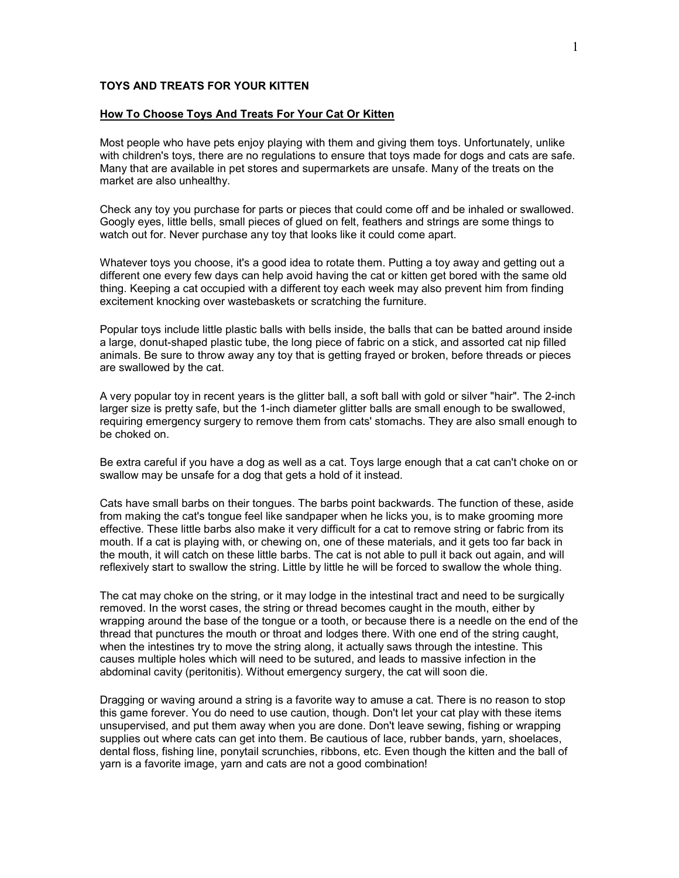# TOYS AND TREATS FOR YOUR KITTEN

## How To Choose Toys And Treats For Your Cat Or Kitten

Most people who have pets enjoy playing with them and giving them toys. Unfortunately, unlike with children's toys, there are no regulations to ensure that toys made for dogs and cats are safe. Many that are available in pet stores and supermarkets are unsafe. Many of the treats on the market are also unhealthy.

Check any toy you purchase for parts or pieces that could come off and be inhaled or swallowed. Googly eyes, little bells, small pieces of glued on felt, feathers and strings are some things to watch out for. Never purchase any toy that looks like it could come apart.

Whatever toys you choose, it's a good idea to rotate them. Putting a toy away and getting out a different one every few days can help avoid having the cat or kitten get bored with the same old thing. Keeping a cat occupied with a different toy each week may also prevent him from finding excitement knocking over wastebaskets or scratching the furniture.

Popular toys include little plastic balls with bells inside, the balls that can be batted around inside a large, donut-shaped plastic tube, the long piece of fabric on a stick, and assorted cat nip filled animals. Be sure to throw away any toy that is getting frayed or broken, before threads or pieces are swallowed by the cat.

A very popular toy in recent years is the glitter ball, a soft ball with gold or silver "hair". The 2-inch larger size is pretty safe, but the 1-inch diameter glitter balls are small enough to be swallowed, requiring emergency surgery to remove them from cats' stomachs. They are also small enough to be choked on.

Be extra careful if you have a dog as well as a cat. Toys large enough that a cat can't choke on or swallow may be unsafe for a dog that gets a hold of it instead.

Cats have small barbs on their tongues. The barbs point backwards. The function of these, aside from making the cat's tongue feel like sandpaper when he licks you, is to make grooming more effective. These little barbs also make it very difficult for a cat to remove string or fabric from its mouth. If a cat is playing with, or chewing on, one of these materials, and it gets too far back in the mouth, it will catch on these little barbs. The cat is not able to pull it back out again, and will reflexively start to swallow the string. Little by little he will be forced to swallow the whole thing.

The cat may choke on the string, or it may lodge in the intestinal tract and need to be surgically removed. In the worst cases, the string or thread becomes caught in the mouth, either by wrapping around the base of the tongue or a tooth, or because there is a needle on the end of the thread that punctures the mouth or throat and lodges there. With one end of the string caught, when the intestines try to move the string along, it actually saws through the intestine. This causes multiple holes which will need to be sutured, and leads to massive infection in the abdominal cavity (peritonitis). Without emergency surgery, the cat will soon die.

Dragging or waving around a string is a favorite way to amuse a cat. There is no reason to stop this game forever. You do need to use caution, though. Don't let your cat play with these items unsupervised, and put them away when you are done. Don't leave sewing, fishing or wrapping supplies out where cats can get into them. Be cautious of lace, rubber bands, yarn, shoelaces, dental floss, fishing line, ponytail scrunchies, ribbons, etc. Even though the kitten and the ball of yarn is a favorite image, yarn and cats are not a good combination!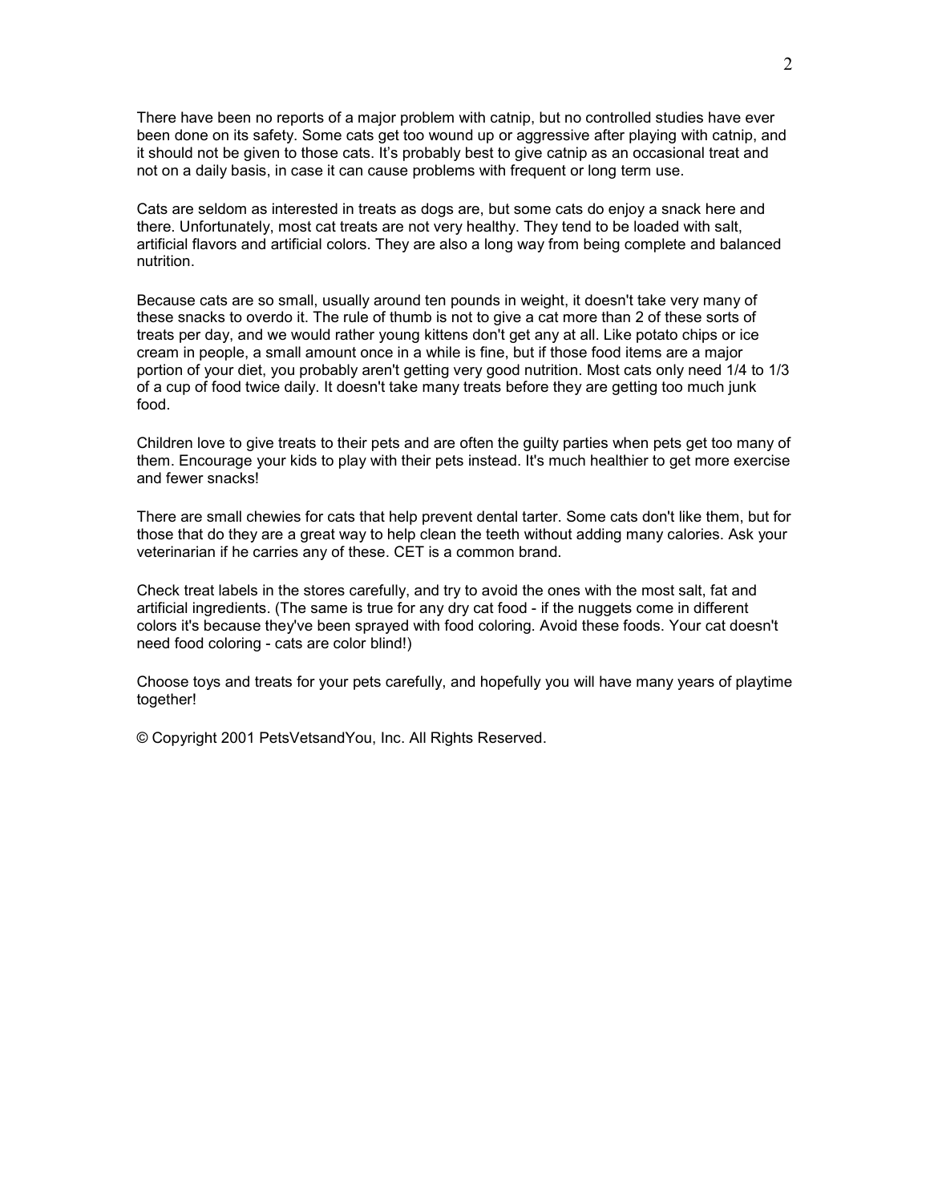There have been no reports of a major problem with catnip, but no controlled studies have ever been done on its safety. Some cats get too wound up or aggressive after playing with catnip, and it should not be given to those cats. It's probably best to give catnip as an occasional treat and not on a daily basis, in case it can cause problems with frequent or long term use.

Cats are seldom as interested in treats as dogs are, but some cats do enjoy a snack here and there. Unfortunately, most cat treats are not very healthy. They tend to be loaded with salt, artificial flavors and artificial colors. They are also a long way from being complete and balanced nutrition.

Because cats are so small, usually around ten pounds in weight, it doesn't take very many of these snacks to overdo it. The rule of thumb is not to give a cat more than 2 of these sorts of treats per day, and we would rather young kittens don't get any at all. Like potato chips or ice cream in people, a small amount once in a while is fine, but if those food items are a major portion of your diet, you probably aren't getting very good nutrition. Most cats only need 1/4 to 1/3 of a cup of food twice daily. It doesn't take many treats before they are getting too much junk food.

Children love to give treats to their pets and are often the guilty parties when pets get too many of them. Encourage your kids to play with their pets instead. It's much healthier to get more exercise and fewer snacks!

There are small chewies for cats that help prevent dental tarter. Some cats don't like them, but for those that do they are a great way to help clean the teeth without adding many calories. Ask your veterinarian if he carries any of these. CET is a common brand.

Check treat labels in the stores carefully, and try to avoid the ones with the most salt, fat and artificial ingredients. (The same is true for any dry cat food - if the nuggets come in different colors it's because they've been sprayed with food coloring. Avoid these foods. Your cat doesn't need food coloring - cats are color blind!)

Choose toys and treats for your pets carefully, and hopefully you will have many years of playtime together!

© Copyright 2001 PetsVetsandYou, Inc. All Rights Reserved.